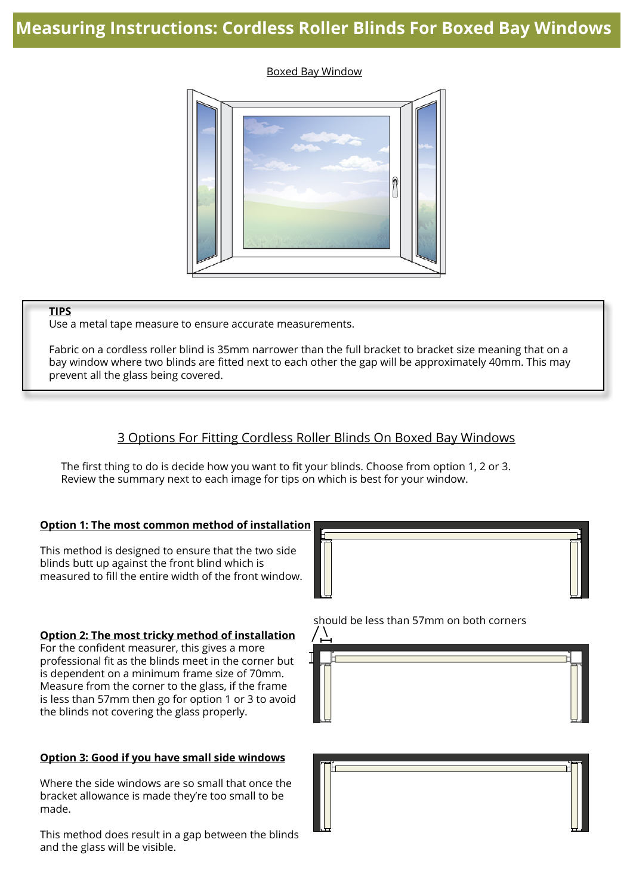# Measuring Instructions: Cordless Roller Blinds For Boxed Bay Windows

Boxed Bay Window

**TIPS**

Use a metal tape measure to ensure accurate measurements.

Fabric on a cordless roller blind is 35mm narrower than the full bracket to bracket size meaning that on a bay window where two blinds are fitted next to each other the gap will be approximately 40mm. This may prevent all the glass being covered.

## 3 Options For Fitting Cordless Roller Blinds On Boxed Bay Windows

The first thing to do is decide how you want to fit your blinds. Choose from option 1, 2 or 3. Review the summary next to each image for tips on which is best for your window.

### Option 1: The most common method of installation

This method is designed to ensure that the two side blinds butt up against the front blind which is measured to fill the entire width of the front window.

### Option 2: The most tricky method of installation

For the confident measurer, this gives a more professional fit as the blinds meet in the corner but is dependent on a minimum frame size of 70mm. Measure from the corner to the glass, if the frame is less than 57mm then go for option 1 or 3 to avoid the blinds not covering the glass properly.

should be less than 57mm on both corners

### Option 3: Good if you have small side windows

Where the side windows are so small that once the bracket allowance is made they're too small to be made.

This method does result in a gap between the blinds and the glass will be visible.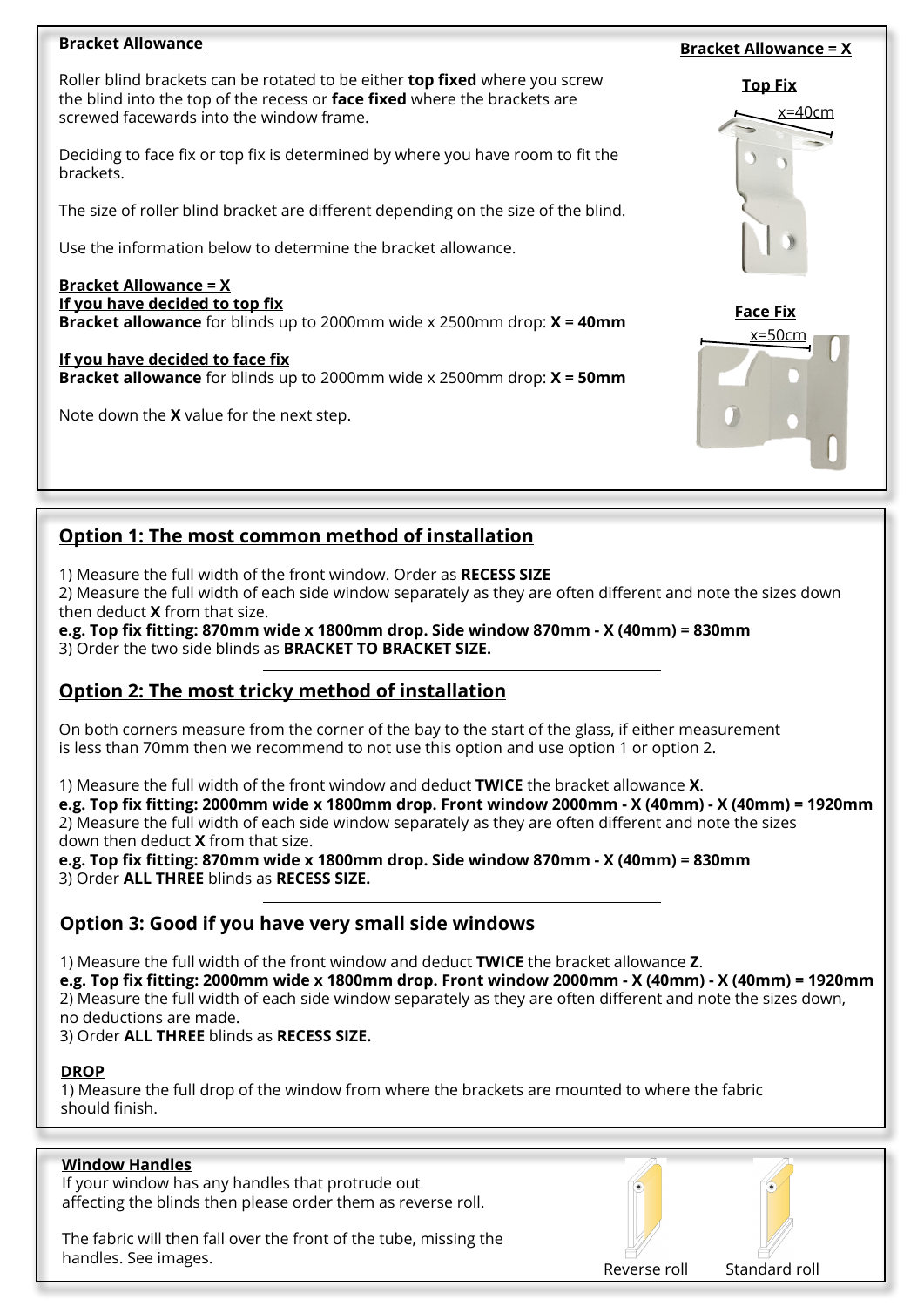**Bracket Allowance**

Roller blind brackets can be rotated to be either **top fixed** where you screw the blind into the top of the recess or **face fixed** where the brackets are screwed facewards into the window frame.

Deciding to face fix or top fix is determined by where you have room to fit the brackets.

The size of roller blind bracket are different depending on the size of the blind.

Use the information below to determine the bracket allowance.

**Bracket Allowance = X**
**If you have decided to top fix**
**Bracket allowance** for blinds up to 2000mm wide x 2500mm drop: **X = 40mm**

**If you have decided to face fix**
**Bracket allowance** for blinds up to 2000mm wide x 2500mm drop: **X = 50mm**

Note down the **X** value for the next step.

**Bracket Allowance = X**

**Top Fix**

x=40cm

**Face Fix**

x=50cm

## Option 1: The most common method of installation

1) Measure the full width of the front window. Order as **RECESS SIZE**
2) Measure the full width of each side window separately as they are often different and note the sizes down then deduct **X** from that size.
**e.g. Top fix fitting: 870mm wide x 1800mm drop. Side window 870mm - X (40mm) = 830mm**
3) Order the two side blinds as **BRACKET TO BRACKET SIZE.**

## Option 2: The most tricky method of installation

On both corners measure from the corner of the bay to the start of the glass, if either measurement is less than 70mm then we recommend to not use this option and use option 1 or option 2.

1) Measure the full width of the front window and deduct **TWICE** the bracket allowance **X**.
**e.g. Top fix fitting: 2000mm wide x 1800mm drop. Front window 2000mm - X (40mm) - X (40mm) = 1920mm**
2) Measure the full width of each side window separately as they are often different and note the sizes down then deduct **X** from that size.
**e.g. Top fix fitting: 870mm wide x 1800mm drop. Side window 870mm - X (40mm) = 830mm**
3) Order **ALL THREE** blinds as **RECESS SIZE.**

## Option 3: Good if you have very small side windows

1) Measure the full width of the front window and deduct **TWICE** the bracket allowance **Z**.
**e.g. Top fix fitting: 2000mm wide x 1800mm drop. Front window 2000mm - X (40mm) - X (40mm) = 1920mm**
2) Measure the full width of each side window separately as they are often different and note the sizes down, no deductions are made.
3) Order **ALL THREE** blinds as **RECESS SIZE.**

**DROP**
1) Measure the full drop of the window from where the brackets are mounted to where the fabric should finish.

**Window Handles**
If your window has any handles that protrude out affecting the blinds then please order them as reverse roll.

The fabric will then fall over the front of the tube, missing the handles. See images.

Reverse roll

Standard roll